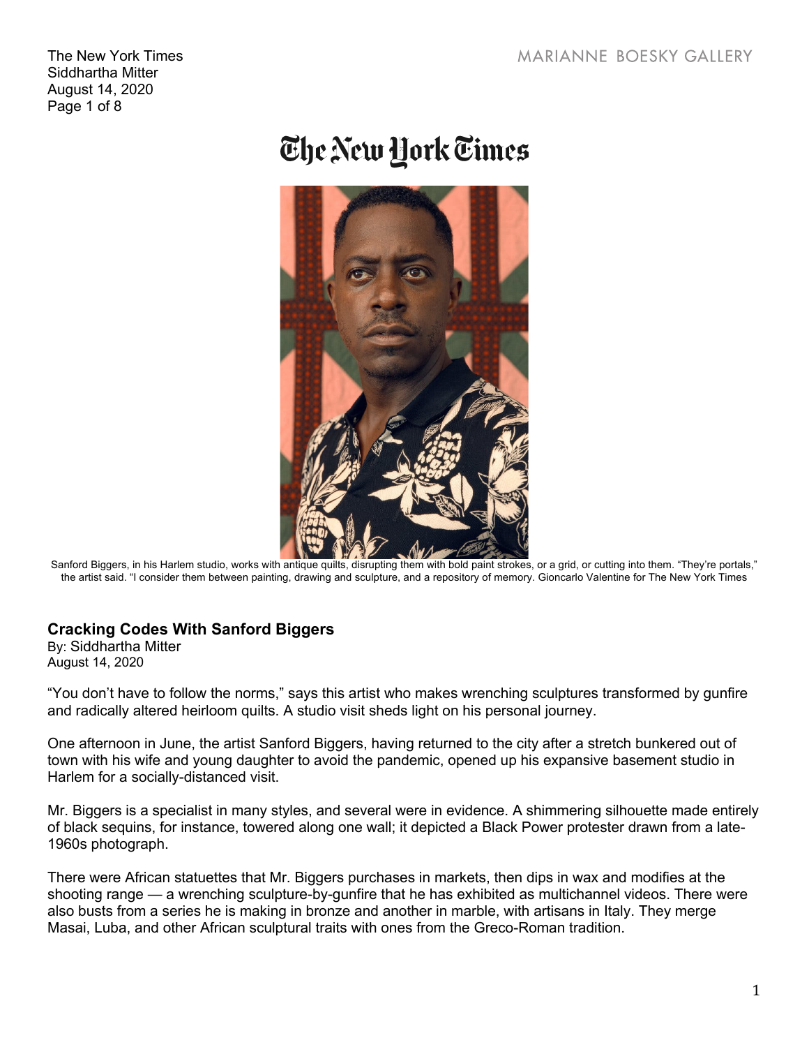The New York Times
Siddhartha Mitter
August 14, 2020

# The New York Times

Sanford Biggers, in his Harlem studio, works with antique quilts, disrupting them with bold paint strokes, or a grid, or cutting into them. “They’re portals,” the artist said. “I consider them between painting, drawing and sculpture, and a repository of memory. Gioncarlo Valentine for The New York Times

## Cracking Codes With Sanford Biggers

By: Siddhartha Mitter
August 14, 2020

“You don’t have to follow the norms,” says this artist who makes wrenching sculptures transformed by gunfire and radically altered heirloom quilts. A studio visit sheds light on his personal journey.

One afternoon in June, the artist Sanford Biggers, having returned to the city after a stretch bunkered out of town with his wife and young daughter to avoid the pandemic, opened up his expansive basement studio in Harlem for a socially-distanced visit.

Mr. Biggers is a specialist in many styles, and several were in evidence. A shimmering silhouette made entirely of black sequins, for instance, towered along one wall; it depicted a Black Power protester drawn from a late-1960s photograph.

There were African statuettes that Mr. Biggers purchases in markets, then dips in wax and modifies at the shooting range — a wrenching sculpture-by-gunfire that he has exhibited as multichannel videos. There were also busts from a series he is making in bronze and another in marble, with artisans in Italy. They merge Masai, Luba, and other African sculptural traits with ones from the Greco-Roman tradition.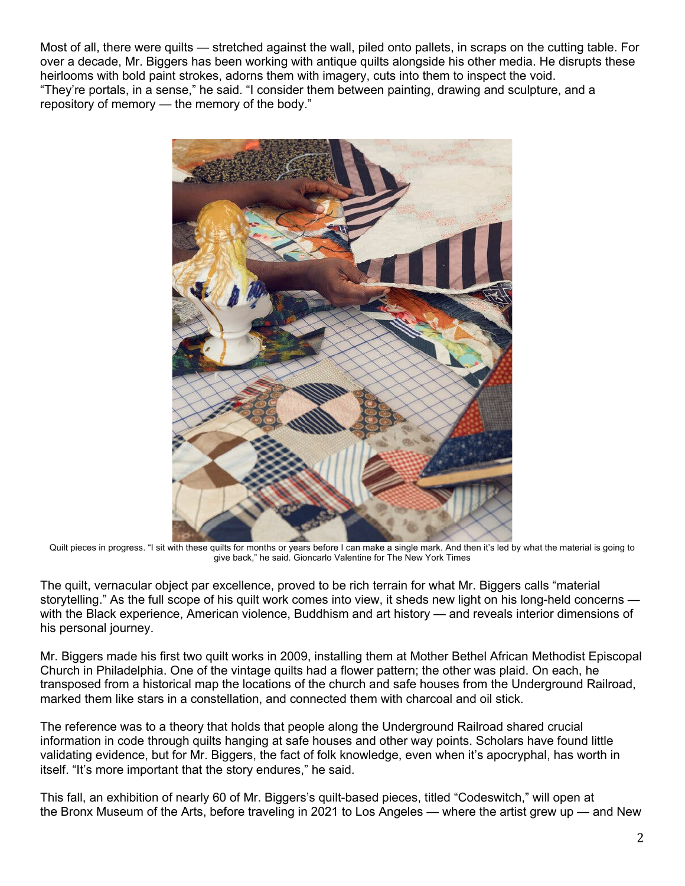Most of all, there were quilts — stretched against the wall, piled onto pallets, in scraps on the cutting table. For over a decade, Mr. Biggers has been working with antique quilts alongside his other media. He disrupts these heirlooms with bold paint strokes, adorns them with imagery, cuts into them to inspect the void. "They're portals, in a sense," he said. "I consider them between painting, drawing and sculpture, and a repository of memory — the memory of the body."

Quilt pieces in progress. "I sit with these quilts for months or years before I can make a single mark. And then it's led by what the material is going to give back," he said. Gioncarlo Valentine for The New York Times

The quilt, vernacular object par excellence, proved to be rich terrain for what Mr. Biggers calls "material storytelling." As the full scope of his quilt work comes into view, it sheds new light on his long-held concerns — with the Black experience, American violence, Buddhism and art history — and reveals interior dimensions of his personal journey.

Mr. Biggers made his first two quilt works in 2009, installing them at Mother Bethel African Methodist Episcopal Church in Philadelphia. One of the vintage quilts had a flower pattern; the other was plaid. On each, he transposed from a historical map the locations of the church and safe houses from the Underground Railroad, marked them like stars in a constellation, and connected them with charcoal and oil stick.

The reference was to a theory that holds that people along the Underground Railroad shared crucial information in code through quilts hanging at safe houses and other way points. Scholars have found little validating evidence, but for Mr. Biggers, the fact of folk knowledge, even when it's apocryphal, has worth in itself. "It's more important that the story endures," he said.

This fall, an exhibition of nearly 60 of Mr. Biggers's quilt-based pieces, titled "Codeswitch," will open at the Bronx Museum of the Arts, before traveling in 2021 to Los Angeles — where the artist grew up — and New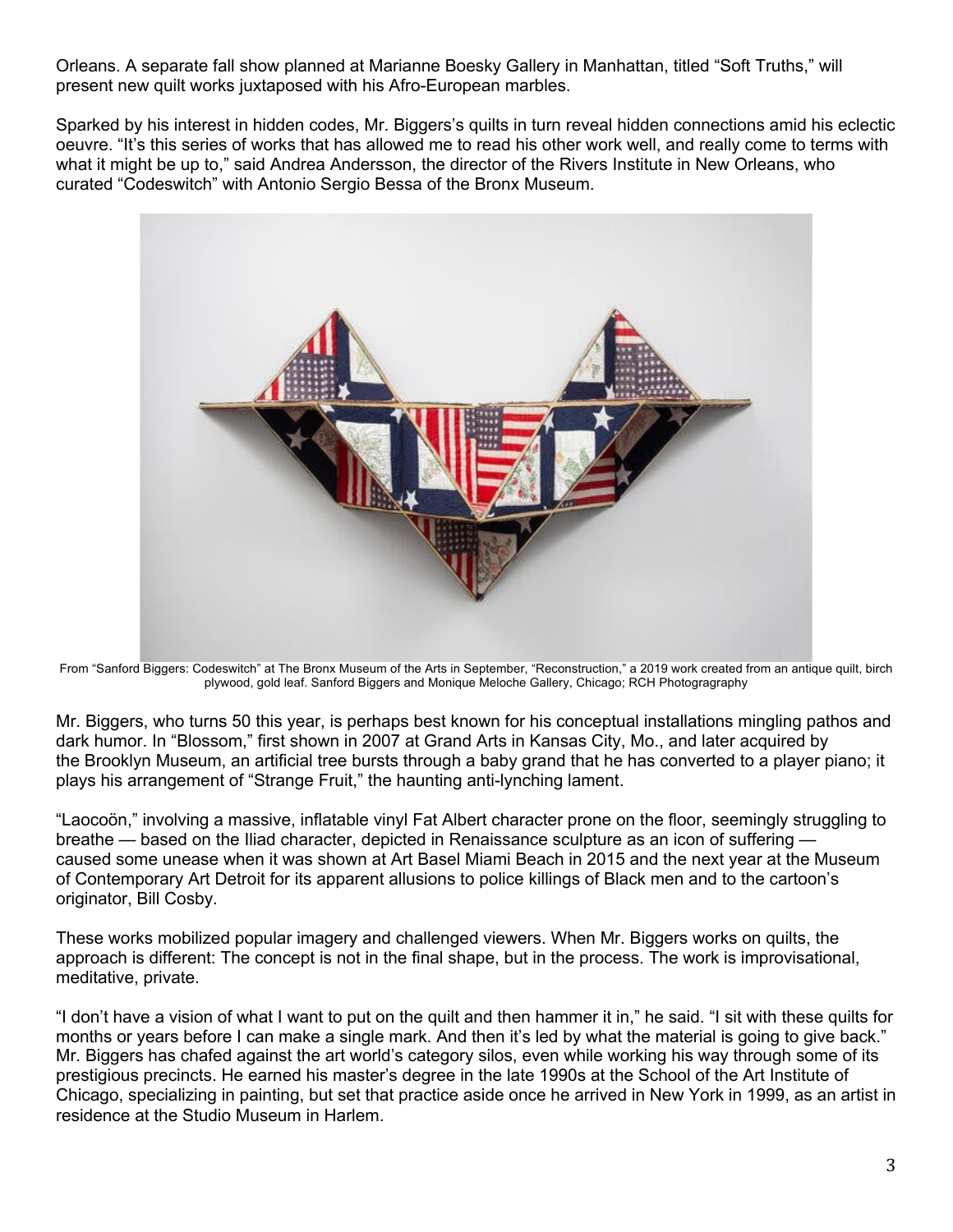Orleans. A separate fall show planned at Marianne Boesky Gallery in Manhattan, titled "Soft Truths," will present new quilt works juxtaposed with his Afro-European marbles.

Sparked by his interest in hidden codes, Mr. Biggers's quilts in turn reveal hidden connections amid his eclectic oeuvre. "It's this series of works that has allowed me to read his other work well, and really come to terms with what it might be up to," said Andrea Andersson, the director of the Rivers Institute in New Orleans, who curated "Codeswitch" with Antonio Sergio Bessa of the Bronx Museum.

From "Sanford Biggers: Codeswitch" at The Bronx Museum of the Arts in September, "Reconstruction," a 2019 work created from an antique quilt, birch plywood, gold leaf. Sanford Biggers and Monique Meloche Gallery, Chicago; RCH Photogragraphy

Mr. Biggers, who turns 50 this year, is perhaps best known for his conceptual installations mingling pathos and dark humor. In "Blossom," first shown in 2007 at Grand Arts in Kansas City, Mo., and later acquired by the Brooklyn Museum, an artificial tree bursts through a baby grand that he has converted to a player piano; it plays his arrangement of "Strange Fruit," the haunting anti-lynching lament.

"Laocoön," involving a massive, inflatable vinyl Fat Albert character prone on the floor, seemingly struggling to breathe — based on the Iliad character, depicted in Renaissance sculpture as an icon of suffering — caused some unease when it was shown at Art Basel Miami Beach in 2015 and the next year at the Museum of Contemporary Art Detroit for its apparent allusions to police killings of Black men and to the cartoon's originator, Bill Cosby.

These works mobilized popular imagery and challenged viewers. When Mr. Biggers works on quilts, the approach is different: The concept is not in the final shape, but in the process. The work is improvisational, meditative, private.

"I don't have a vision of what I want to put on the quilt and then hammer it in," he said. "I sit with these quilts for months or years before I can make a single mark. And then it's led by what the material is going to give back." Mr. Biggers has chafed against the art world's category silos, even while working his way through some of its prestigious precincts. He earned his master's degree in the late 1990s at the School of the Art Institute of Chicago, specializing in painting, but set that practice aside once he arrived in New York in 1999, as an artist in residence at the Studio Museum in Harlem.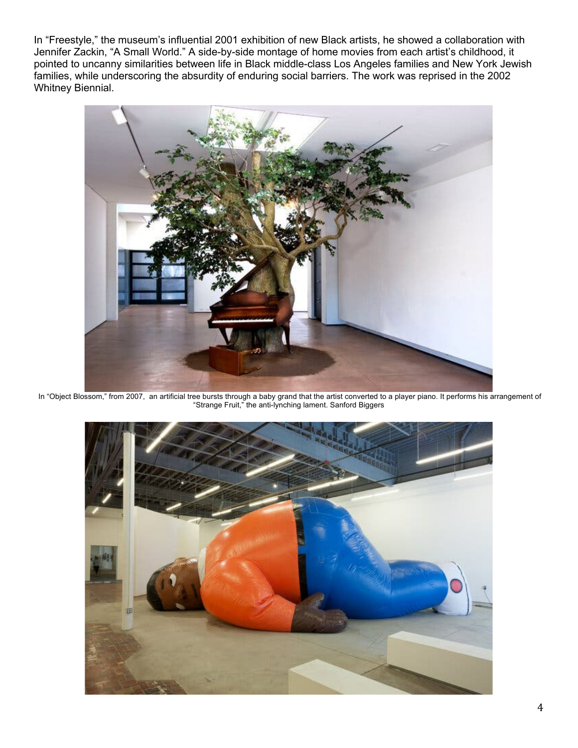In “Freestyle,” the museum’s influential 2001 exhibition of new Black artists, he showed a collaboration with Jennifer Zackin, “A Small World.” A side-by-side montage of home movies from each artist’s childhood, it pointed to uncanny similarities between life in Black middle-class Los Angeles families and New York Jewish families, while underscoring the absurdity of enduring social barriers. The work was reprised in the 2002 Whitney Biennial.

In “Object Blossom,” from 2007, an artificial tree bursts through a baby grand that the artist converted to a player piano. It performs his arrangement of “Strange Fruit,” the anti-lynching lament. Sanford Biggers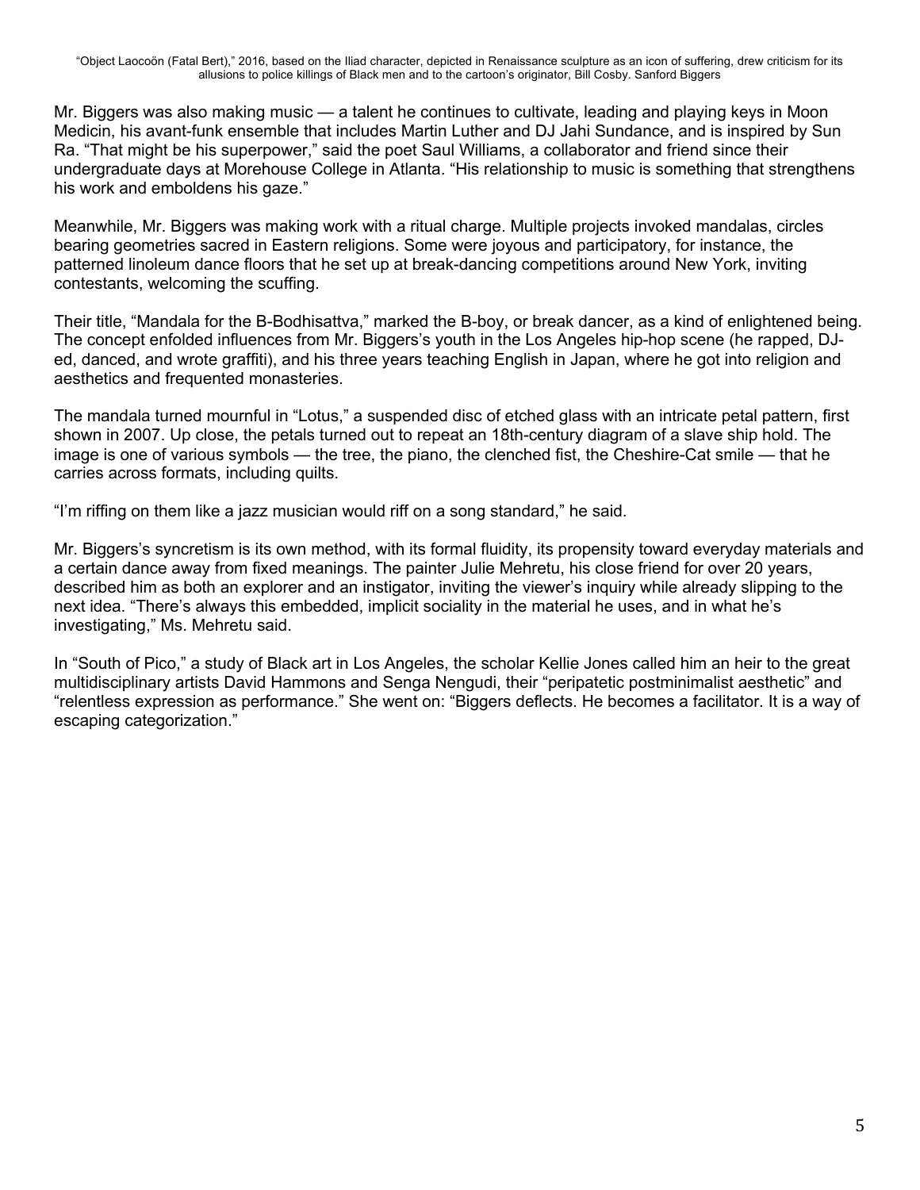"Object Laocoön (Fatal Bert)," 2016, based on the Iliad character, depicted in Renaissance sculpture as an icon of suffering, drew criticism for its allusions to police killings of Black men and to the cartoon's originator, Bill Cosby. Sanford Biggers

Mr. Biggers was also making music — a talent he continues to cultivate, leading and playing keys in Moon Medicin, his avant-funk ensemble that includes Martin Luther and DJ Jahi Sundance, and is inspired by Sun Ra. "That might be his superpower," said the poet Saul Williams, a collaborator and friend since their undergraduate days at Morehouse College in Atlanta. "His relationship to music is something that strengthens his work and emboldens his gaze."

Meanwhile, Mr. Biggers was making work with a ritual charge. Multiple projects invoked mandalas, circles bearing geometries sacred in Eastern religions. Some were joyous and participatory, for instance, the patterned linoleum dance floors that he set up at break-dancing competitions around New York, inviting contestants, welcoming the scuffing.

Their title, "Mandala for the B-Bodhisattva," marked the B-boy, or break dancer, as a kind of enlightened being. The concept enfolded influences from Mr. Biggers's youth in the Los Angeles hip-hop scene (he rapped, DJ-ed, danced, and wrote graffiti), and his three years teaching English in Japan, where he got into religion and aesthetics and frequented monasteries.

The mandala turned mournful in "Lotus," a suspended disc of etched glass with an intricate petal pattern, first shown in 2007. Up close, the petals turned out to repeat an 18th-century diagram of a slave ship hold. The image is one of various symbols — the tree, the piano, the clenched fist, the Cheshire-Cat smile — that he carries across formats, including quilts.

"I'm riffing on them like a jazz musician would riff on a song standard," he said.

Mr. Biggers's syncretism is its own method, with its formal fluidity, its propensity toward everyday materials and a certain dance away from fixed meanings. The painter Julie Mehretu, his close friend for over 20 years, described him as both an explorer and an instigator, inviting the viewer's inquiry while already slipping to the next idea. "There's always this embedded, implicit sociality in the material he uses, and in what he's investigating," Ms. Mehretu said.

In "South of Pico," a study of Black art in Los Angeles, the scholar Kellie Jones called him an heir to the great multidisciplinary artists David Hammons and Senga Nengudi, their "peripatetic postminimalist aesthetic" and "relentless expression as performance." She went on: "Biggers deflects. He becomes a facilitator. It is a way of escaping categorization."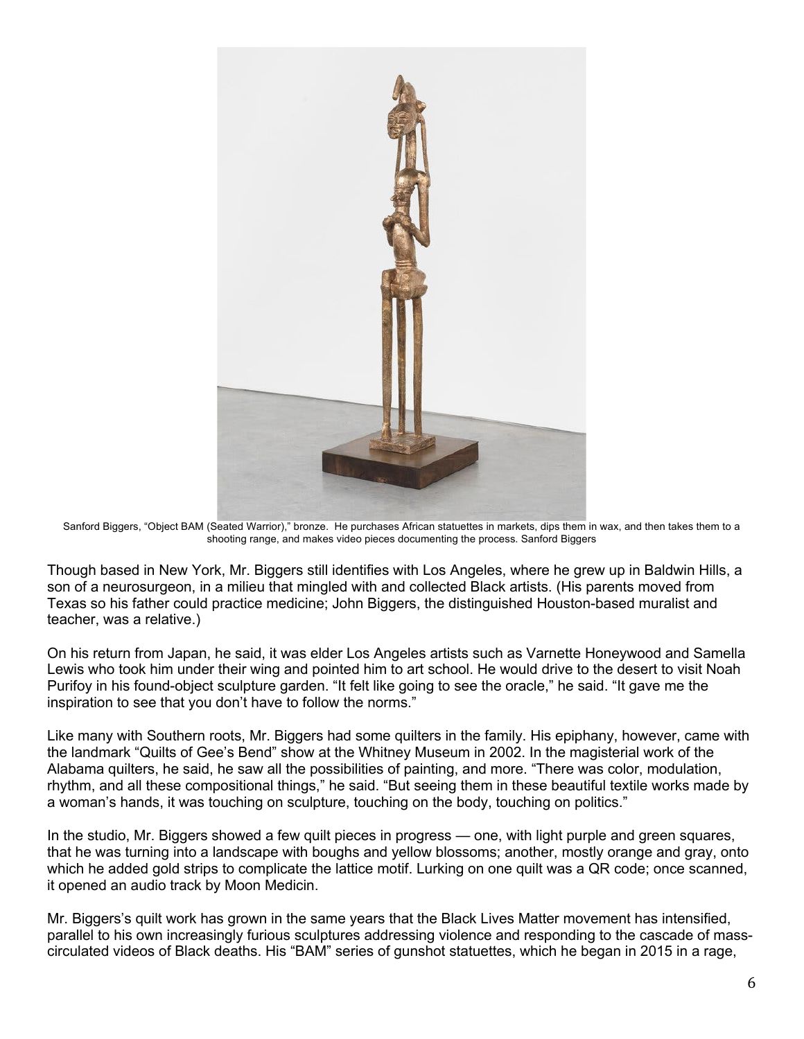Sanford Biggers, "Object BAM (Seated Warrior)," bronze. He purchases African statuettes in markets, dips them in wax, and then takes them to a shooting range, and makes video pieces documenting the process. Sanford Biggers

Though based in New York, Mr. Biggers still identifies with Los Angeles, where he grew up in Baldwin Hills, a son of a neurosurgeon, in a milieu that mingled with and collected Black artists. (His parents moved from Texas so his father could practice medicine; John Biggers, the distinguished Houston-based muralist and teacher, was a relative.)

On his return from Japan, he said, it was elder Los Angeles artists such as Varnette Honeywood and Samella Lewis who took him under their wing and pointed him to art school. He would drive to the desert to visit Noah Purifoy in his found-object sculpture garden. "It felt like going to see the oracle," he said. "It gave me the inspiration to see that you don't have to follow the norms."

Like many with Southern roots, Mr. Biggers had some quilters in the family. His epiphany, however, came with the landmark "Quilts of Gee's Bend" show at the Whitney Museum in 2002. In the magisterial work of the Alabama quilters, he said, he saw all the possibilities of painting, and more. "There was color, modulation, rhythm, and all these compositional things," he said. "But seeing them in these beautiful textile works made by a woman's hands, it was touching on sculpture, touching on the body, touching on politics."

In the studio, Mr. Biggers showed a few quilt pieces in progress — one, with light purple and green squares, that he was turning into a landscape with boughs and yellow blossoms; another, mostly orange and gray, onto which he added gold strips to complicate the lattice motif. Lurking on one quilt was a QR code; once scanned, it opened an audio track by Moon Medicin.

Mr. Biggers's quilt work has grown in the same years that the Black Lives Matter movement has intensified, parallel to his own increasingly furious sculptures addressing violence and responding to the cascade of mass-circulated videos of Black deaths. His "BAM" series of gunshot statuettes, which he began in 2015 in a rage,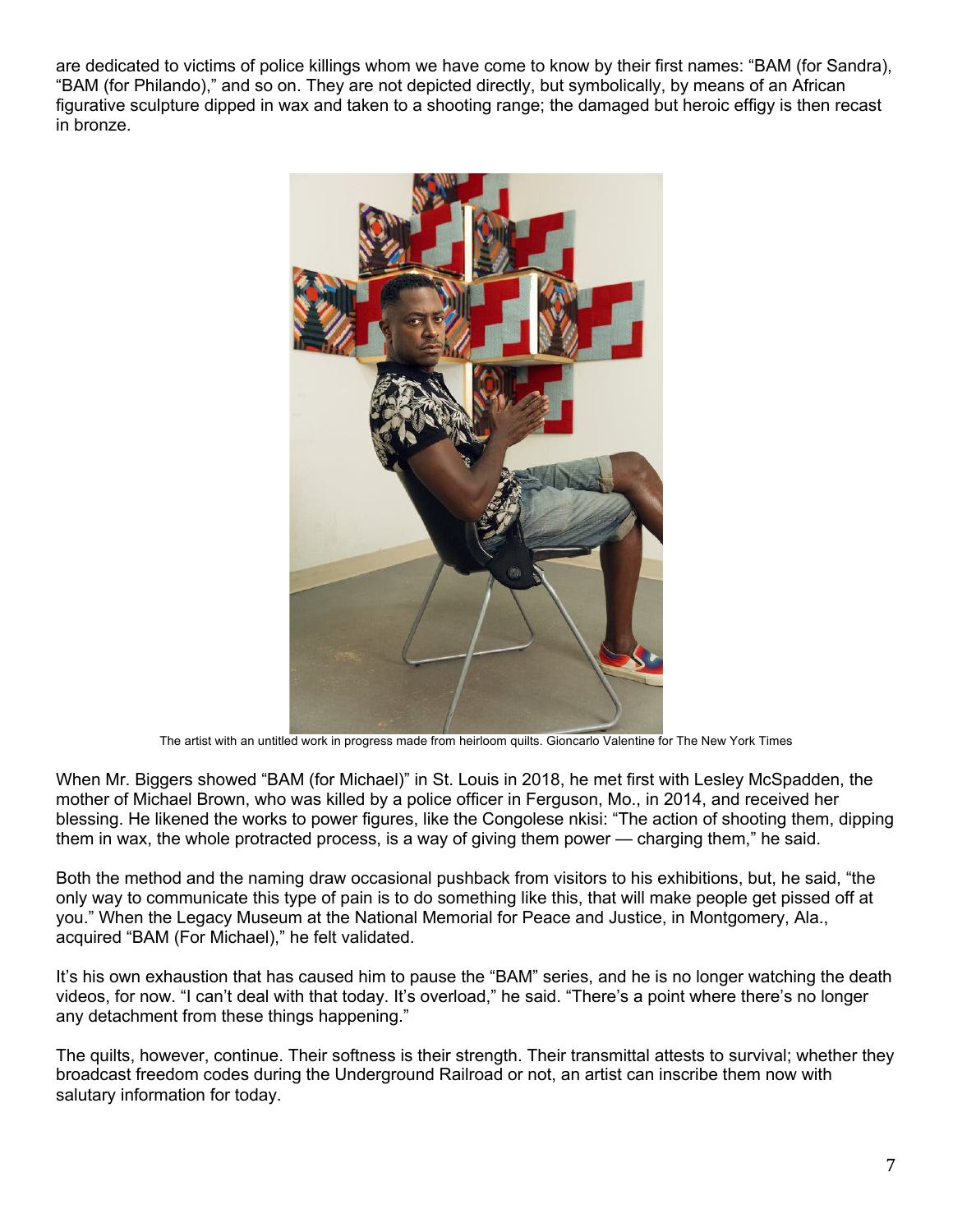are dedicated to victims of police killings whom we have come to know by their first names: "BAM (for Sandra), "BAM (for Philando)," and so on. They are not depicted directly, but symbolically, by means of an African figurative sculpture dipped in wax and taken to a shooting range; the damaged but heroic effigy is then recast in bronze.

The artist with an untitled work in progress made from heirloom quilts. Gioncarlo Valentine for The New York Times

When Mr. Biggers showed "BAM (for Michael)" in St. Louis in 2018, he met first with Lesley McSpadden, the mother of Michael Brown, who was killed by a police officer in Ferguson, Mo., in 2014, and received her blessing. He likened the works to power figures, like the Congolese nkisi: "The action of shooting them, dipping them in wax, the whole protracted process, is a way of giving them power — charging them," he said.

Both the method and the naming draw occasional pushback from visitors to his exhibitions, but, he said, "the only way to communicate this type of pain is to do something like this, that will make people get pissed off at you." When the Legacy Museum at the National Memorial for Peace and Justice, in Montgomery, Ala., acquired "BAM (For Michael)," he felt validated.

It's his own exhaustion that has caused him to pause the "BAM" series, and he is no longer watching the death videos, for now. "I can't deal with that today. It's overload," he said. "There's a point where there's no longer any detachment from these things happening."

The quilts, however, continue. Their softness is their strength. Their transmittal attests to survival; whether they broadcast freedom codes during the Underground Railroad or not, an artist can inscribe them now with salutary information for today.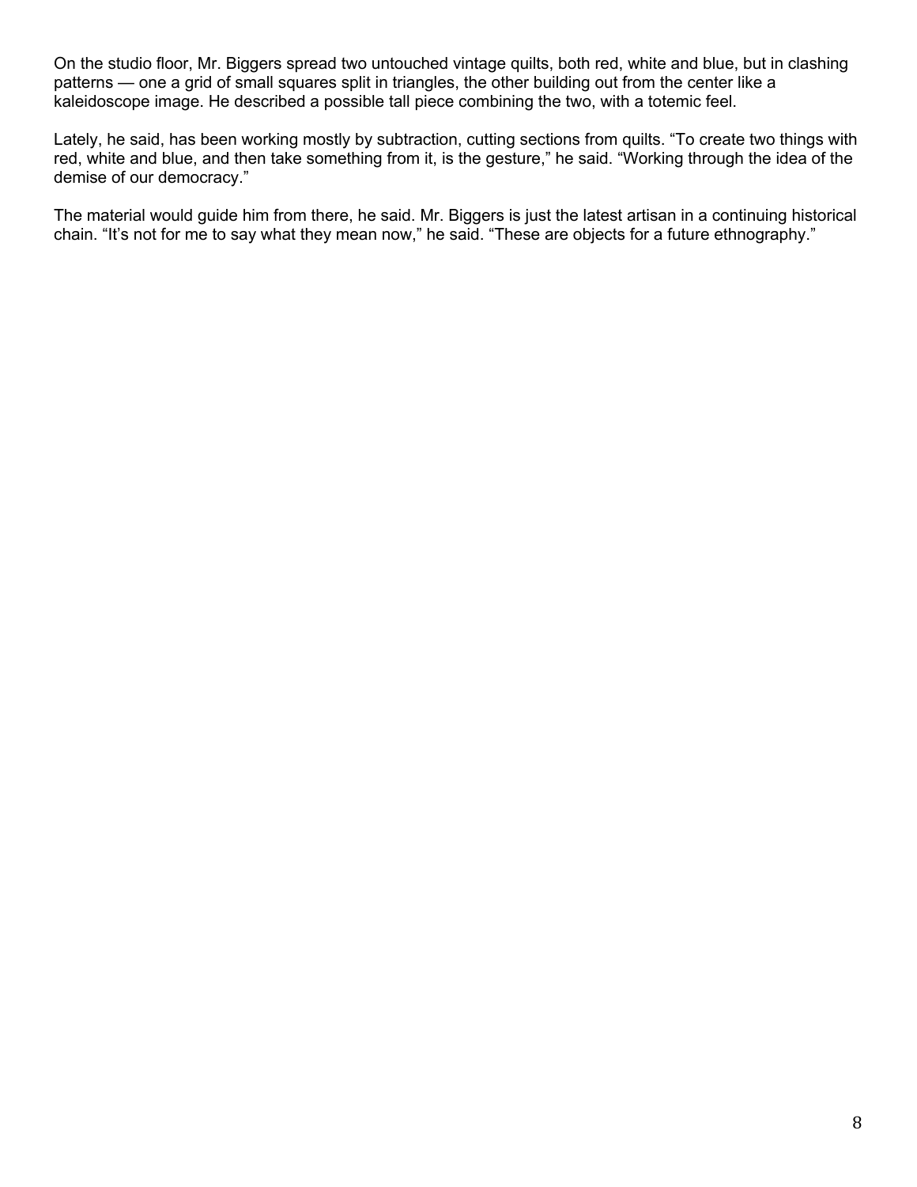On the studio floor, Mr. Biggers spread two untouched vintage quilts, both red, white and blue, but in clashing patterns — one a grid of small squares split in triangles, the other building out from the center like a kaleidoscope image. He described a possible tall piece combining the two, with a totemic feel.

Lately, he said, has been working mostly by subtraction, cutting sections from quilts. “To create two things with red, white and blue, and then take something from it, is the gesture,” he said. “Working through the idea of the demise of our democracy.”

The material would guide him from there, he said. Mr. Biggers is just the latest artisan in a continuing historical chain. “It’s not for me to say what they mean now,” he said. “These are objects for a future ethnography.”